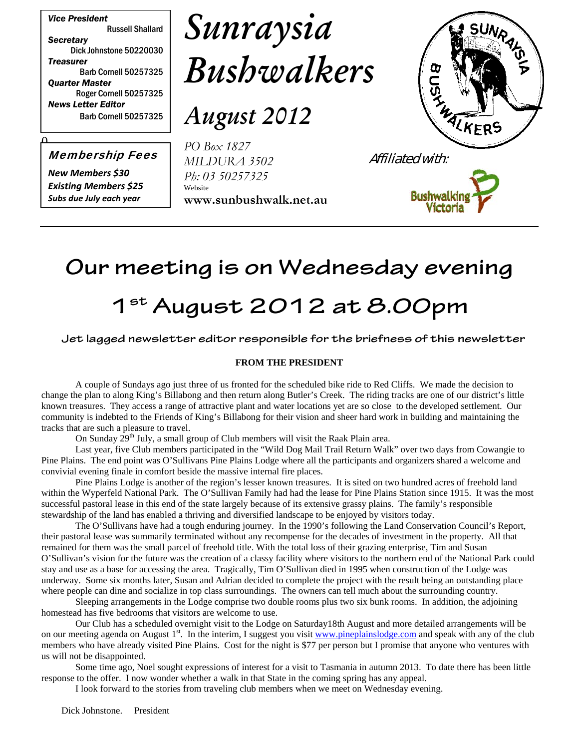*Vice President*
Russell Shallard
*Secretary*
Dick Johnstone 50220030
*Treasurer*
Barb Cornell 50257325
*Quarter Master*
Roger Cornell 50257325
*News Letter Editor*
Barb Cornell 50257325

**Membership Fees**

***New Members $30***
***Existing Members $25***
***Subs due July each year***

# *Sunraysia Bushwalkers*

## *August 2012*

PO Box 1827
MILDURA 3502
Ph: 03 50257325
Website
**www.sunbushwalk.net.au**

Affiliated with:

# Our meeting is on Wednesday evening 1st August 2012 at 8.00pm

**Jet lagged newsletter editor responsible for the briefness of this newsletter**

### FROM THE PRESIDENT

A couple of Sundays ago just three of us fronted for the scheduled bike ride to Red Cliffs. We made the decision to change the plan to along King's Billabong and then return along Butler's Creek. The riding tracks are one of our district's little known treasures. They access a range of attractive plant and water locations yet are so close to the developed settlement. Our community is indebted to the Friends of King's Billabong for their vision and sheer hard work in building and maintaining the tracks that are such a pleasure to travel.

On Sunday 29th July, a small group of Club members will visit the Raak Plain area.

Last year, five Club members participated in the "Wild Dog Mail Trail Return Walk" over two days from Cowangie to Pine Plains. The end point was O'Sullivans Pine Plains Lodge where all the participants and organizers shared a welcome and convivial evening finale in comfort beside the massive internal fire places.

Pine Plains Lodge is another of the region's lesser known treasures. It is sited on two hundred acres of freehold land within the Wyperfeld National Park. The O'Sullivan Family had had the lease for Pine Plains Station since 1915. It was the most successful pastoral lease in this end of the state largely because of its extensive grassy plains. The family's responsible stewardship of the land has enabled a thriving and diversified landscape to be enjoyed by visitors today.

The O'Sullivans have had a tough enduring journey. In the 1990's following the Land Conservation Council's Report, their pastoral lease was summarily terminated without any recompense for the decades of investment in the property. All that remained for them was the small parcel of freehold title. With the total loss of their grazing enterprise, Tim and Susan O'Sullivan's vision for the future was the creation of a classy facility where visitors to the northern end of the National Park could stay and use as a base for accessing the area. Tragically, Tim O'Sullivan died in 1995 when construction of the Lodge was underway. Some six months later, Susan and Adrian decided to complete the project with the result being an outstanding place where people can dine and socialize in top class surroundings. The owners can tell much about the surrounding country.

Sleeping arrangements in the Lodge comprise two double rooms plus two six bunk rooms. In addition, the adjoining homestead has five bedrooms that visitors are welcome to use.

Our Club has a scheduled overnight visit to the Lodge on Saturday18th August and more detailed arrangements will be on our meeting agenda on August 1st. In the interim, I suggest you visit www.pineplainslodge.com and speak with any of the club members who have already visited Pine Plains. Cost for the night is $77 per person but I promise that anyone who ventures with us will not be disappointed.

Some time ago, Noel sought expressions of interest for a visit to Tasmania in autumn 2013. To date there has been little response to the offer. I now wonder whether a walk in that State in the coming spring has any appeal.

I look forward to the stories from traveling club members when we meet on Wednesday evening.

Dick Johnstone. President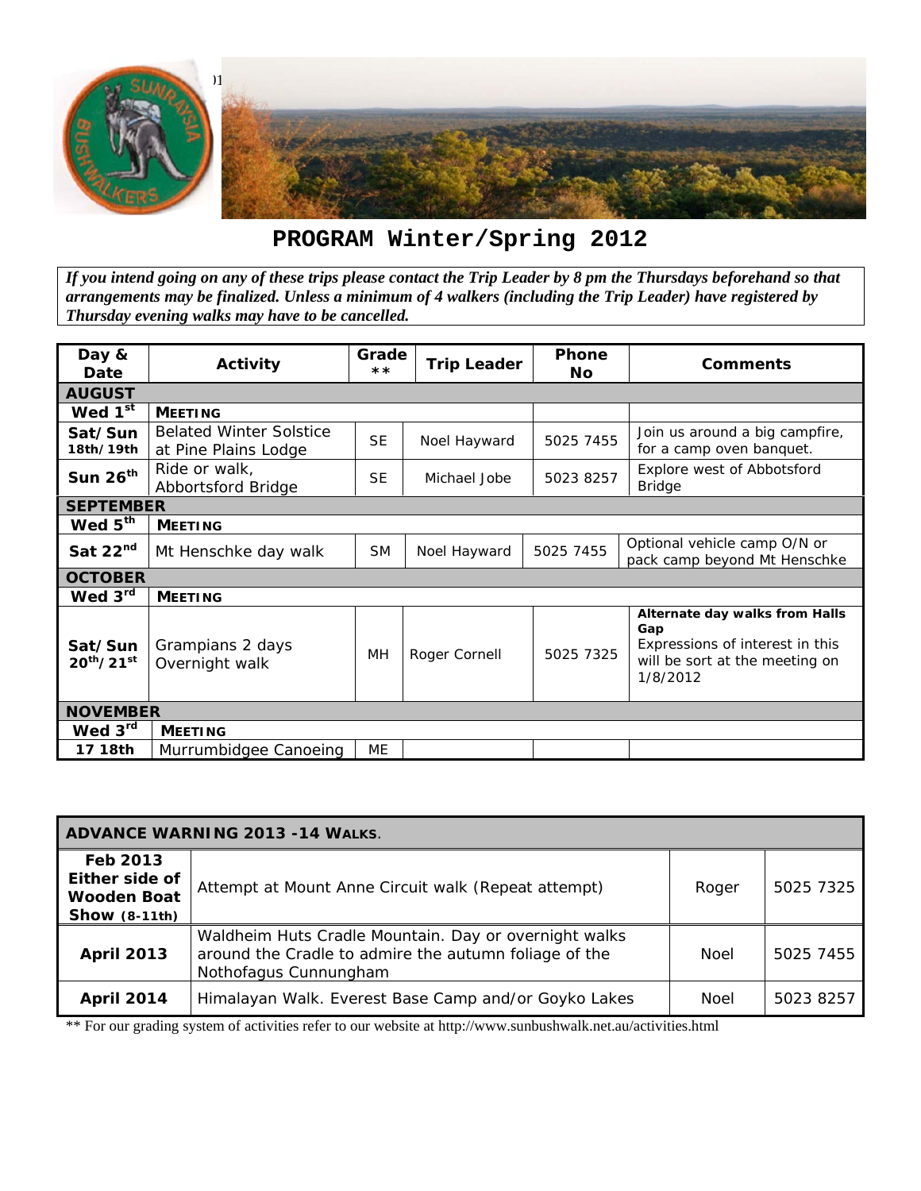# PROGRAM Winter/Spring 2012

*If you intend going on any of these trips please contact the Trip Leader by 8 pm the Thursdays beforehand so that arrangements may be finalized. Unless a minimum of 4 walkers (including the Trip Leader) have registered by Thursday evening walks may have to be cancelled.*

| Day & Date | Activity | Grade ** | Trip Leader | Phone No | Comments |
|---|---|---|---|---|---|
| **AUGUST** | | | | | |
| **Wed 1st** | **MEETING** | | | | |
| **Sat/Sun 18th/19th** | Belated Winter Solstice at Pine Plains Lodge | SE | Noel Hayward | 5025 7455 | Join us around a big campfire, for a camp oven banquet. |
| **Sun 26th** | Ride or walk, Abbortsford Bridge | SE | Michael Jobe | 5023 8257 | Explore west of Abbotsford Bridge |
| **SEPTEMBER** | | | | | |
| **Wed 5th** | **MEETING** | | | | |
| **Sat 22nd** | Mt Henschke day walk | SM | Noel Hayward | 5025 7455 | Optional vehicle camp O/N or pack camp beyond Mt Henschke |
| **OCTOBER** | | | | | |
| **Wed 3rd** | **MEETING** | | | | |
| **Sat/Sun 20th/21st** | Grampians 2 days Overnight walk | MH | Roger Cornell | 5025 7325 | **Alternate day walks from Halls Gap** Expressions of interest in this will be sort at the meeting on 1/8/2012 |
| **NOVEMBER** | | | | | |
| **Wed 3rd** | **MEETING** | | | | |
| **17 18th** | Murrumbidgee Canoeing | ME | | | |

| **ADVANCE WARNING 2013 -14 WALKS.** | | | |
|---|---|---|---|
| **Feb 2013 Either side of Wooden Boat Show (8-11th)** | Attempt at Mount Anne Circuit walk (Repeat attempt) | Roger | 5025 7325 |
| **April 2013** | Waldheim Huts Cradle Mountain. Day or overnight walks around the Cradle to admire the autumn foliage of the Nothofagus Cunnungham | Noel | 5025 7455 |
| **April 2014** | Himalayan Walk. Everest Base Camp and/or Goyko Lakes | Noel | 5023 8257 |

** For our grading system of activities refer to our website at http://www.sunbushwalk.net.au/activities.html